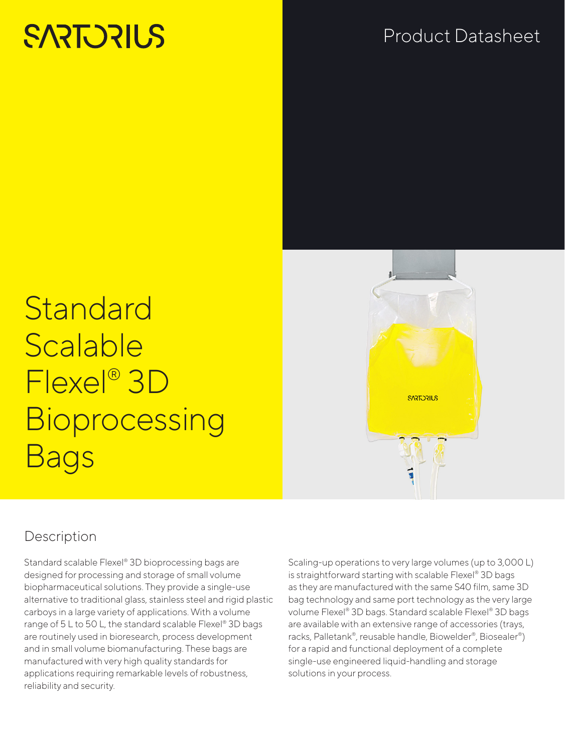SARTORIUS

Product Datasheet

# Standard Scalable Flexel® 3D Bioprocessing Bags

## Description

Standard scalable Flexel® 3D bioprocessing bags are designed for processing and storage of small volume biopharmaceutical solutions. They provide a single-use alternative to traditional glass, stainless steel and rigid plastic carboys in a large variety of applications. With a volume range of 5 L to 50 L, the standard scalable Flexel® 3D bags are routinely used in bioresearch, process development and in small volume biomanufacturing. These bags are manufactured with very high quality standards for applications requiring remarkable levels of robustness, reliability and security.

Scaling-up operations to very large volumes (up to 3,000 L) is straightforward starting with scalable Flexel® 3D bags as they are manufactured with the same S40 film, same 3D bag technology and same port technology as the very large volume Flexel® 3D bags. Standard scalable Flexel® 3D bags are available with an extensive range of accessories (trays, racks, Palletank®, reusable handle, Biowelder®, Biosealer®) for a rapid and functional deployment of a complete single-use engineered liquid-handling and storage solutions in your process.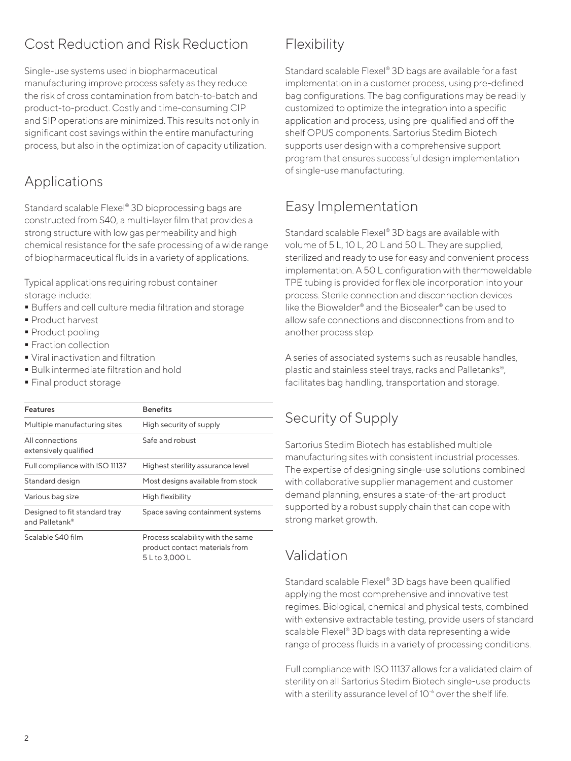## Cost Reduction and Risk Reduction

Single-use systems used in biopharmaceutical manufacturing improve process safety as they reduce the risk of cross contamination from batch-to-batch and product-to-product. Costly and time-consuming CIP and SIP operations are minimized. This results not only in significant cost savings within the entire manufacturing process, but also in the optimization of capacity utilization.

## Applications

Standard scalable Flexel® 3D bioprocessing bags are constructed from S40, a multi-layer film that provides a strong structure with low gas permeability and high chemical resistance for the safe processing of a wide range of biopharmaceutical fluids in a variety of applications.

Typical applications requiring robust container storage include:

- Buffers and cell culture media filtration and storage
- Product harvest
- Product pooling
- Fraction collection
- Viral inactivation and filtration
- Bulk intermediate filtration and hold
- Final product storage

| Features | Benefits |
|---|---|
| Multiple manufacturing sites | High security of supply |
| All connections extensively qualified | Safe and robust |
| Full compliance with ISO 11137 | Highest sterility assurance level |
| Standard design | Most designs available from stock |
| Various bag size | High flexibility |
| Designed to fit standard tray and Palletank® | Space saving containment systems |
| Scalable S40 film | Process scalability with the same product contact materials from 5 L to 3,000 L |

## Flexibility

Standard scalable Flexel® 3D bags are available for a fast implementation in a customer process, using pre-defined bag configurations. The bag configurations may be readily customized to optimize the integration into a specific application and process, using pre-qualified and off the shelf OPUS components. Sartorius Stedim Biotech supports user design with a comprehensive support program that ensures successful design implementation of single-use manufacturing.

## Easy Implementation

Standard scalable Flexel® 3D bags are available with volume of 5 L, 10 L, 20 L and 50 L. They are supplied, sterilized and ready to use for easy and convenient process implementation. A 50 L configuration with thermoweldable TPE tubing is provided for flexible incorporation into your process. Sterile connection and disconnection devices like the Biowelder® and the Biosealer® can be used to allow safe connections and disconnections from and to another process step.

A series of associated systems such as reusable handles, plastic and stainless steel trays, racks and Palletanks®, facilitates bag handling, transportation and storage.

## Security of Supply

Sartorius Stedim Biotech has established multiple manufacturing sites with consistent industrial processes. The expertise of designing single-use solutions combined with collaborative supplier management and customer demand planning, ensures a state-of-the-art product supported by a robust supply chain that can cope with strong market growth.

## Validation

Standard scalable Flexel® 3D bags have been qualified applying the most comprehensive and innovative test regimes. Biological, chemical and physical tests, combined with extensive extractable testing, provide users of standard scalable Flexel® 3D bags with data representing a wide range of process fluids in a variety of processing conditions.

Full compliance with ISO 11137 allows for a validated claim of sterility on all Sartorius Stedim Biotech single-use products with a sterility assurance level of $10^{-6}$ over the shelf life.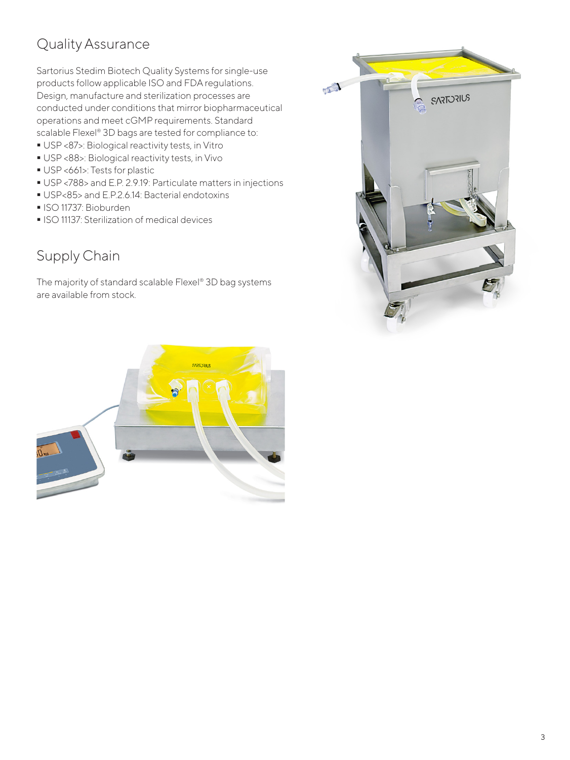## Quality Assurance

Sartorius Stedim Biotech Quality Systems for single-use products follow applicable ISO and FDA regulations. Design, manufacture and sterilization processes are conducted under conditions that mirror biopharmaceutical operations and meet cGMP requirements. Standard scalable Flexel® 3D bags are tested for compliance to:

- USP <87>: Biological reactivity tests, in Vitro
- USP <88>: Biological reactivity tests, in Vivo
- USP <661>: Tests for plastic
- USP <788> and E.P. 2.9.19: Particulate matters in injections
- USP<85> and E.P.2.6.14: Bacterial endotoxins
- ISO 11737: Bioburden
- ISO 11137: Sterilization of medical devices

## Supply Chain

The majority of standard scalable Flexel® 3D bag systems are available from stock.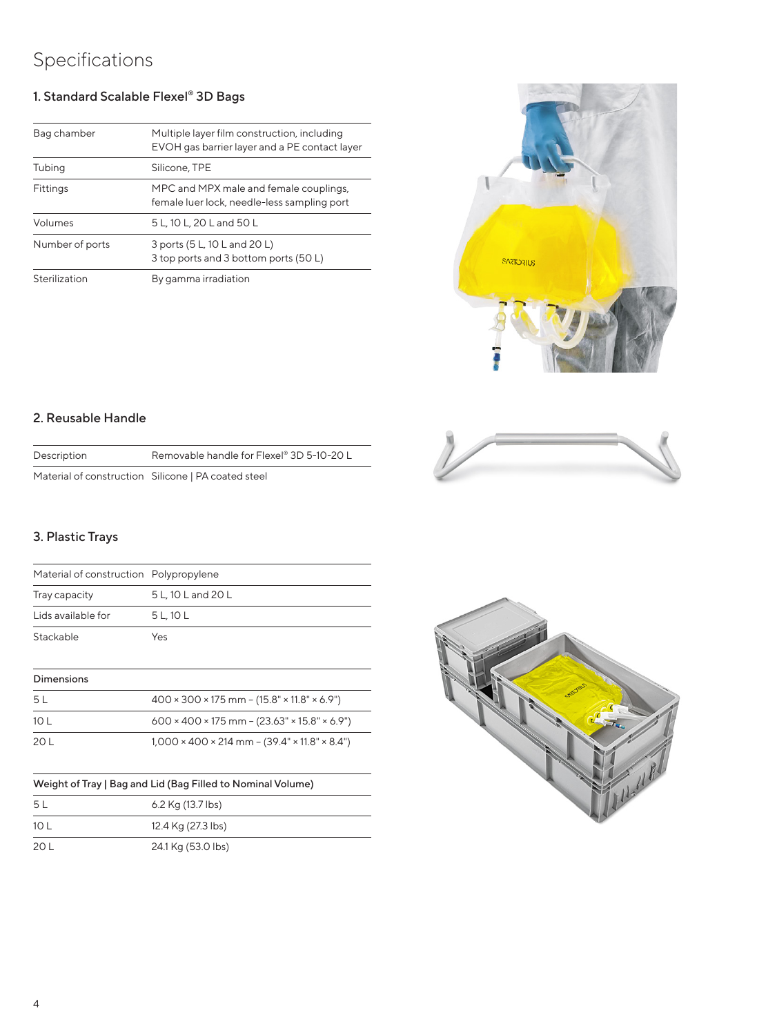# Specifications

## 1. Standard Scalable Flexel® 3D Bags

| | |
|---|---|
| Bag chamber | Multiple layer film construction, including EVOH gas barrier layer and a PE contact layer |
| Tubing | Silicone, TPE |
| Fittings | MPC and MPX male and female couplings, female luer lock, needle-less sampling port |
| Volumes | 5 L, 10 L, 20 L and 50 L |
| Number of ports | 3 ports (5 L, 10 L and 20 L)<br>3 top ports and 3 bottom ports (50 L) |
| Sterilization | By gamma irradiation |

## 2. Reusable Handle

| | |
|---|---|
| Description | Removable handle for Flexel® 3D 5-10-20 L |
| Material of construction | Silicone \| PA coated steel |

## 3. Plastic Trays

| | |
|---|---|
| Material of construction | Polypropylene |
| Tray capacity | 5 L, 10 L and 20 L |
| Lids available for | 5 L, 10 L |
| Stackable | Yes |

| Dimensions | |
|---|---|
| 5 L | 400 × 300 × 175 mm – (15.8" × 11.8" × 6.9") |
| 10 L | 600 × 400 × 175 mm – (23.63" × 15.8" × 6.9") |
| 20 L | 1,000 × 400 × 214 mm – (39.4" × 11.8" × 8.4") |

| Weight of Tray \| Bag and Lid (Bag Filled to Nominal Volume) | |
|---|---|
| 5 L | 6.2 Kg (13.7 lbs) |
| 10 L | 12.4 Kg (27.3 lbs) |
| 20 L | 24.1 Kg (53.0 lbs) |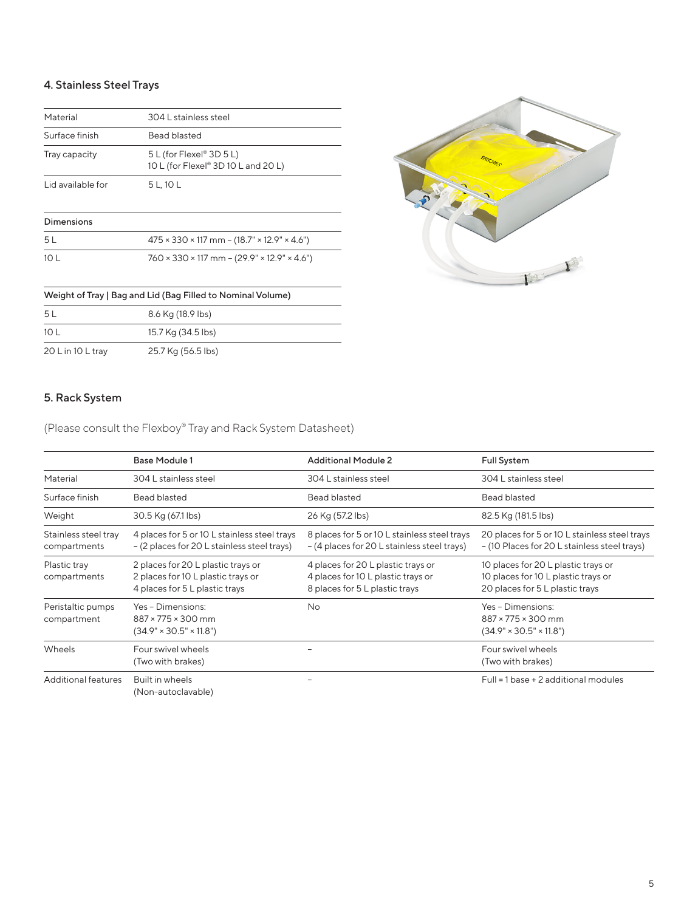## 4. Stainless Steel Trays

| | |
|---|---|
| Material | 304 L stainless steel |
| Surface finish | Bead blasted |
| Tray capacity | 5 L (for Flexel® 3D 5 L)<br>10 L (for Flexel® 3D 10 L and 20 L) |
| Lid available for | 5 L, 10 L |

| Dimensions | |
|---|---|
| 5 L | 475 × 330 × 117 mm – (18.7" × 12.9" × 4.6") |
| 10 L | 760 × 330 × 117 mm – (29.9" × 12.9" × 4.6") |

| Weight of Tray \| Bag and Lid (Bag Filled to Nominal Volume) | |
|---|---|
| 5 L | 8.6 Kg (18.9 lbs) |
| 10 L | 15.7 Kg (34.5 lbs) |
| 20 L in 10 L tray | 25.7 Kg (56.5 lbs) |

## 5. Rack System

(Please consult the Flexboy® Tray and Rack System Datasheet)

| | Base Module 1 | Additional Module 2 | Full System |
|---|---|---|---|
| Material | 304 L stainless steel | 304 L stainless steel | 304 L stainless steel |
| Surface finish | Bead blasted | Bead blasted | Bead blasted |
| Weight | 30.5 Kg (67.1 lbs) | 26 Kg (57.2 lbs) | 82.5 Kg (181.5 lbs) |
| Stainless steel tray compartments | 4 places for 5 or 10 L stainless steel trays – (2 places for 20 L stainless steel trays) | 8 places for 5 or 10 L stainless steel trays – (4 places for 20 L stainless steel trays) | 20 places for 5 or 10 L stainless steel trays – (10 Places for 20 L stainless steel trays) |
| Plastic tray compartments | 2 places for 20 L plastic trays or<br>2 places for 10 L plastic trays or<br>4 places for 5 L plastic trays | 4 places for 20 L plastic trays or<br>4 places for 10 L plastic trays or<br>8 places for 5 L plastic trays | 10 places for 20 L plastic trays or<br>10 places for 10 L plastic trays or<br>20 places for 5 L plastic trays |
| Peristaltic pumps compartment | Yes – Dimensions:<br>887 × 775 × 300 mm<br>(34.9" × 30.5" × 11.8") | No | Yes – Dimensions:<br>887 × 775 × 300 mm<br>(34.9" × 30.5" × 11.8") |
| Wheels | Four swivel wheels<br>(Two with brakes) | – | Four swivel wheels<br>(Two with brakes) |
| Additional features | Built in wheels<br>(Non-autoclavable) | – | Full = 1 base + 2 additional modules |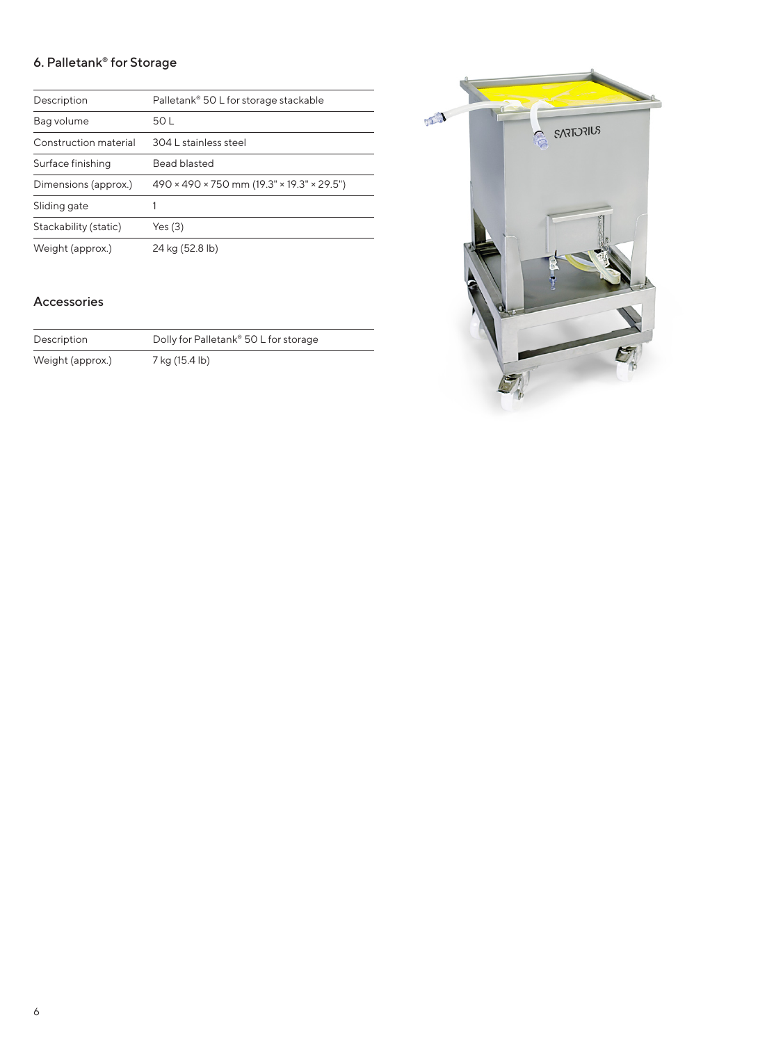## 6. Palletank® for Storage

| Description | Palletank® 50 L for storage stackable |
|---|---|
| Bag volume | 50 L |
| Construction material | 304 L stainless steel |
| Surface finishing | Bead blasted |
| Dimensions (approx.) | 490 × 490 × 750 mm (19.3" × 19.3" × 29.5") |
| Sliding gate | 1 |
| Stackability (static) | Yes (3) |
| Weight (approx.) | 24 kg (52.8 lb) |

### Accessories

| Description | Dolly for Palletank® 50 L for storage |
|---|---|
| Weight (approx.) | 7 kg (15.4 lb) |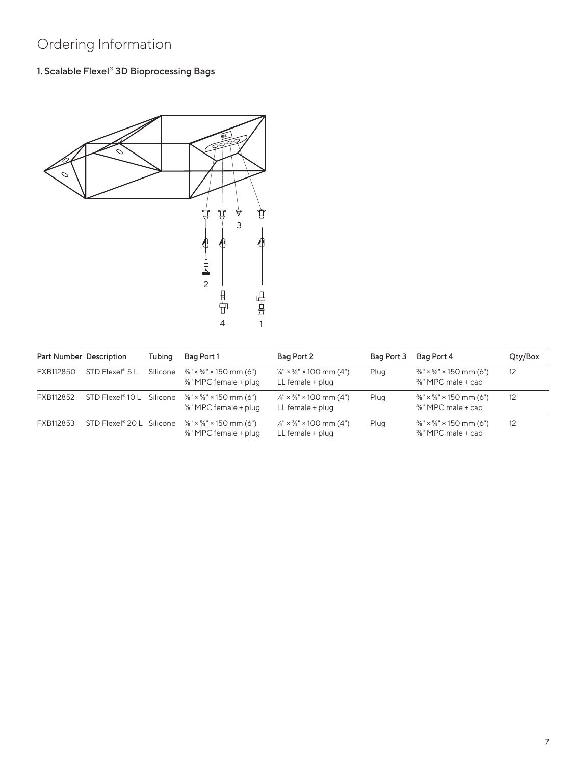# Ordering Information

## 1. Scalable Flexel® 3D Bioprocessing Bags

| Part Number | Description | Tubing | Bag Port 1 | Bag Port 2 | Bag Port 3 | Bag Port 4 | Qty/Box |
|---|---|---|---|---|---|---|---|
| FXB112850 | STD Flexel® 5 L | Silicone | ⅜" × ⅝" × 150 mm (6") ⅜" MPC female + plug | ¼" × ⅜" × 100 mm (4") LL female + plug | Plug | ⅜" × ⅝" × 150 mm (6") ⅜" MPC male + cap | 12 |
| FXB112852 | STD Flexel® 10 L | Silicone | ⅜" × ⅝" × 150 mm (6") ⅜" MPC female + plug | ¼" × ⅜" × 100 mm (4") LL female + plug | Plug | ⅜" × ⅝" × 150 mm (6") ⅜" MPC male + cap | 12 |
| FXB112853 | STD Flexel® 20 L | Silicone | ⅜" × ⅝" × 150 mm (6") ⅜" MPC female + plug | ¼" × ⅜" × 100 mm (4") LL female + plug | Plug | ⅜" × ⅝" × 150 mm (6") ⅜" MPC male + cap | 12 |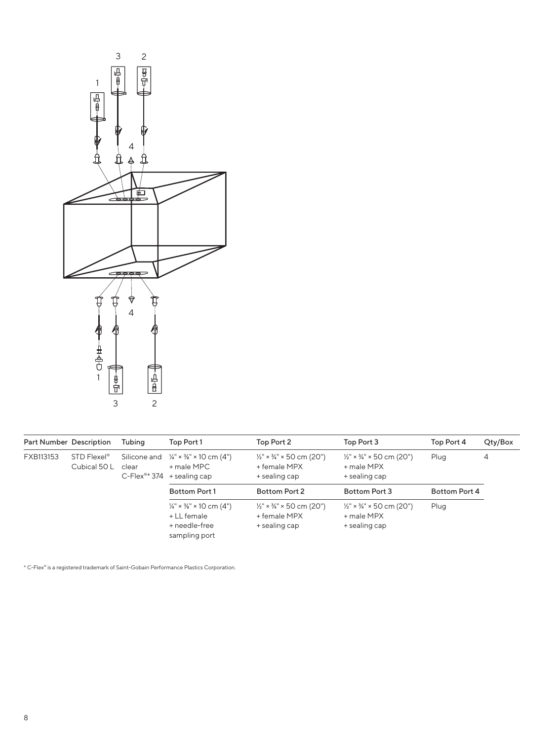| Part Number | Description | Tubing | Top Port 1 | Top Port 2 | Top Port 3 | Top Port 4 | Qty/Box |
|---|---|---|---|---|---|---|---|
| FXB113153 | STD Flexel® Cubical 50 L | Silicone and clear C-Flex®* 374 | ¼" × ⅜" × 10 cm (4") + male MPC + sealing cap | ½" × ¾" × 50 cm (20") + female MPX + sealing cap | ½" × ¾" × 50 cm (20") + male MPX + sealing cap | Plug | 4 |
| | | | **Bottom Port 1** | **Bottom Port 2** | **Bottom Port 3** | **Bottom Port 4** | |
| | | | ¼" × ⅜" × 10 cm (4") + LL female + needle-free sampling port | ½" × ¾" × 50 cm (20") + female MPX + sealing cap | ½" × ¾" × 50 cm (20") + male MPX + sealing cap | Plug | |

* C-Flex® is a registered trademark of Saint-Gobain Performance Plastics Corporation.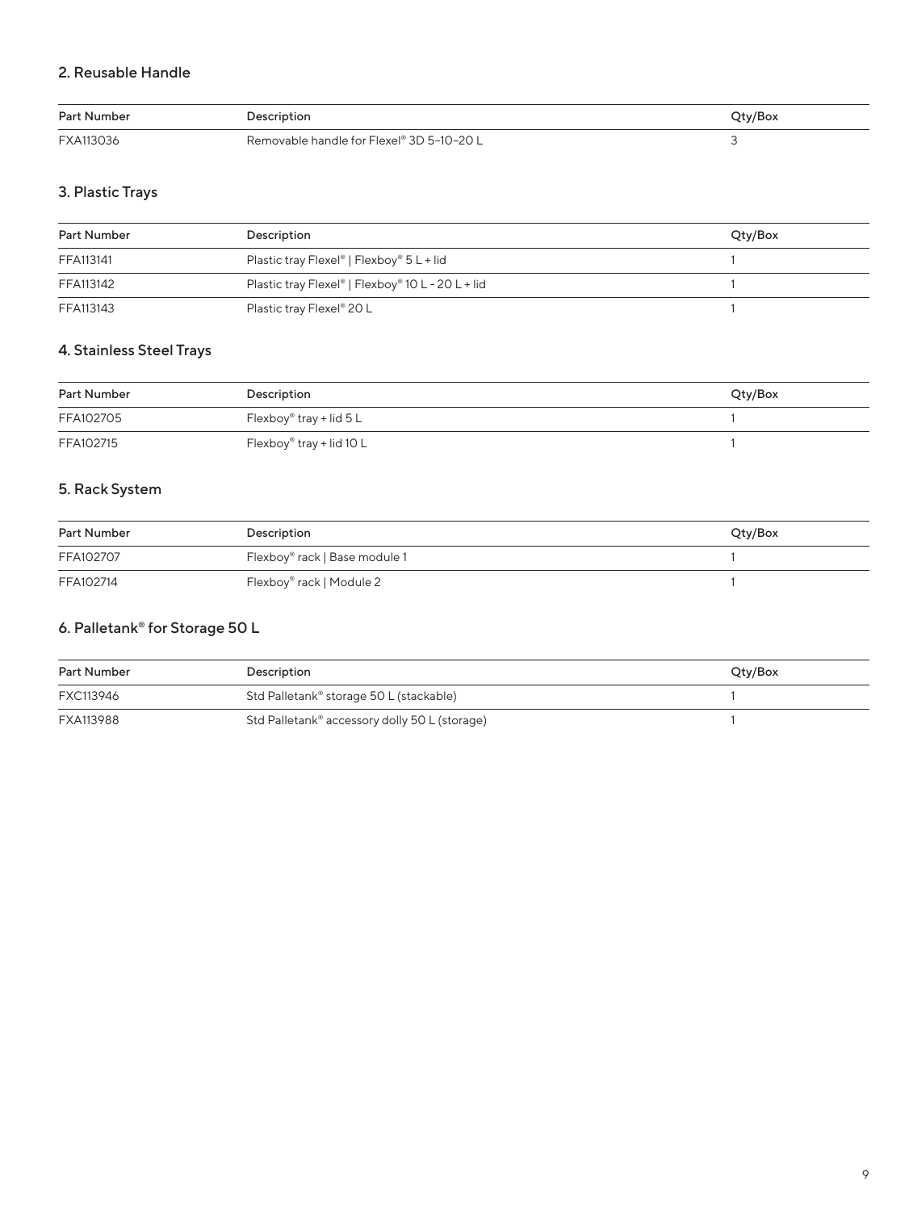## 2. Reusable Handle

| Part Number | Description | Qty/Box |
| --- | --- | --- |
| FXA113036 | Removable handle for Flexel® 3D 5-10-20 L | 3 |

## 3. Plastic Trays

| Part Number | Description | Qty/Box |
| --- | --- | --- |
| FFA113141 | Plastic tray Flexel® \| Flexboy® 5 L + lid | 1 |
| FFA113142 | Plastic tray Flexel® \| Flexboy® 10 L - 20 L + lid | 1 |
| FFA113143 | Plastic tray Flexel® 20 L | 1 |

## 4. Stainless Steel Trays

| Part Number | Description | Qty/Box |
| --- | --- | --- |
| FFA102705 | Flexboy® tray + lid 5 L | 1 |
| FFA102715 | Flexboy® tray + lid 10 L | 1 |

## 5. Rack System

| Part Number | Description | Qty/Box |
| --- | --- | --- |
| FFA102707 | Flexboy® rack \| Base module 1 | 1 |
| FFA102714 | Flexboy® rack \| Module 2 | 1 |

## 6. Palletank® for Storage 50 L

| Part Number | Description | Qty/Box |
| --- | --- | --- |
| FXC113946 | Std Palletank® storage 50 L (stackable) | 1 |
| FXA113988 | Std Palletank® accessory dolly 50 L (storage) | 1 |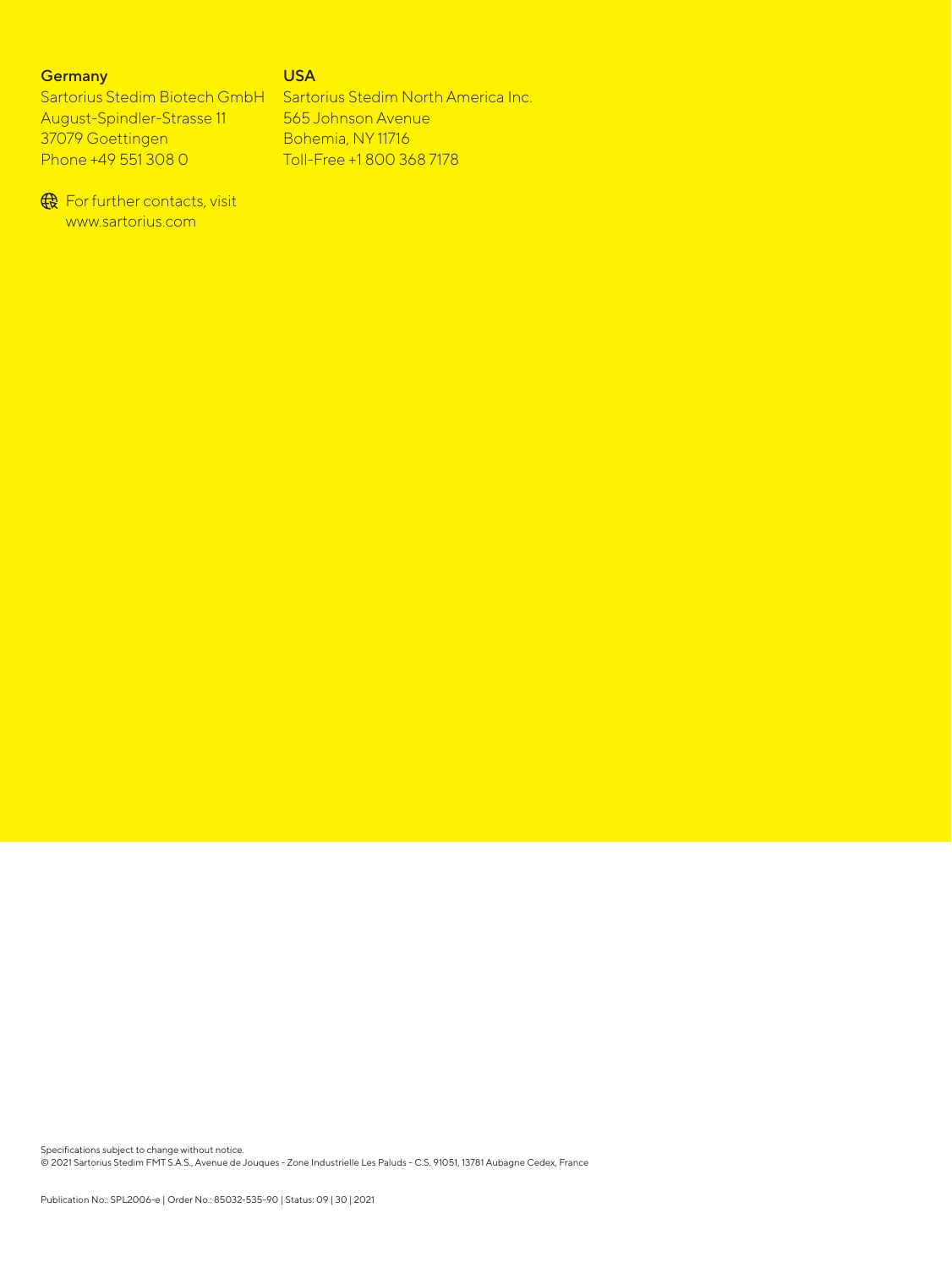**Germany**

Sartorius Stedim Biotech GmbH
August-Spindler-Strasse 11
37079 Goettingen
Phone +49 551 308 0

**USA**

Sartorius Stedim North America Inc.
565 Johnson Avenue
Bohemia, NY 11716
Toll-Free +1 800 368 7178

For further contacts, visit
www.sartorius.com

Specifications subject to change without notice.
© 2021 Sartorius Stedim FMT S.A.S., Avenue de Jouques - Zone Industrielle Les Paluds - C.S. 91051, 13781 Aubagne Cedex, France

Publication No.: SPL2006-e | Order No.: 85032-535-90 | Status: 09 | 30 | 2021